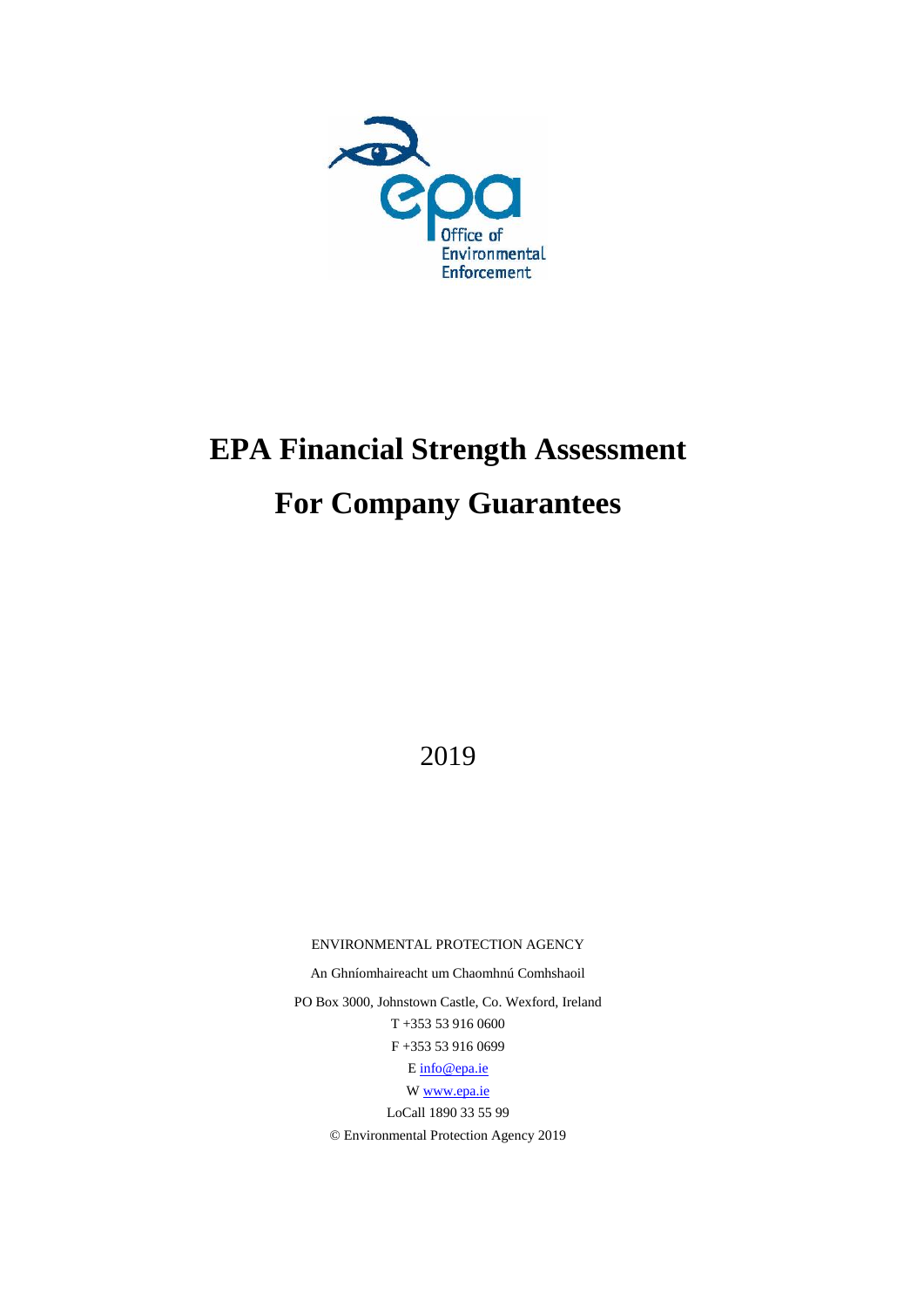Office of Environmental Enforcement

# EPA Financial Strength Assessment For Company Guarantees

2019

ENVIRONMENTAL PROTECTION AGENCY

An Ghníomhaireacht um Chaomhnú Comhshaoil

PO Box 3000, Johnstown Castle, Co. Wexford, Ireland

T +353 53 916 0600

F +353 53 916 0699

E info@epa.ie

W www.epa.ie

LoCall 1890 33 55 99

© Environmental Protection Agency 2019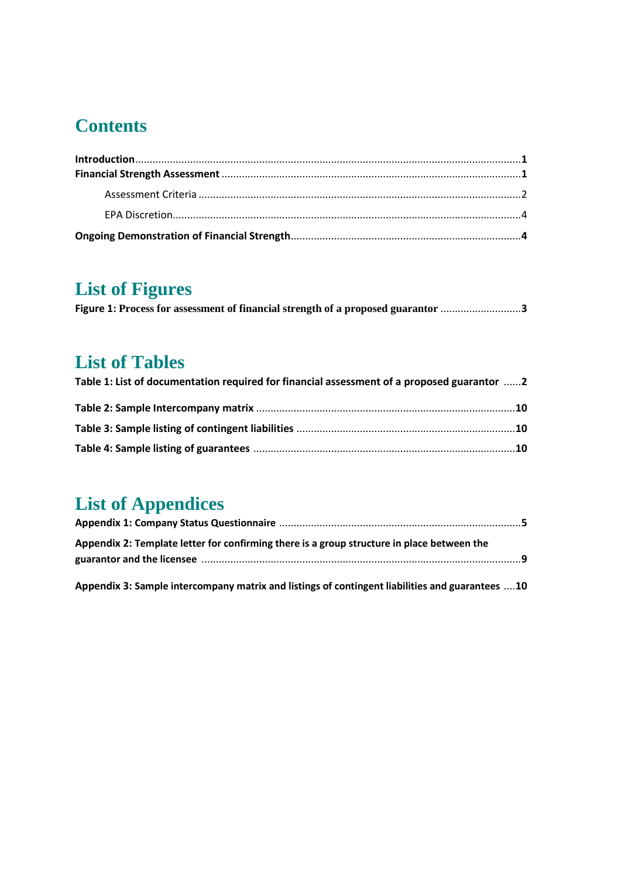# Contents

**Introduction**......................................................................................................................................**1**

**Financial Strength Assessment** .......................................................................................................**1**

Assessment Criteria ...............................................................................................................2

EPA Discretion........................................................................................................................4

**Ongoing Demonstration of Financial Strength**...............................................................................**4**

# List of Figures

**Figure 1: Process for assessment of financial strength of a proposed guarantor** ...........................**3**

# List of Tables

**Table 1: List of documentation required for financial assessment of a proposed guarantor** ......**2**

**Table 2: Sample Intercompany matrix** ........................................................................................**10**

**Table 3: Sample listing of contingent liabilities** ...........................................................................**10**

**Table 4: Sample listing of guarantees** .........................................................................................**10**

# List of Appendices

**Appendix 1: Company Status Questionnaire** ..................................................................................**5**

**Appendix 2: Template letter for confirming there is a group structure in place between the guarantor and the licensee** .............................................................................................................**9**

**Appendix 3: Sample intercompany matrix and listings of contingent liabilities and guarantees** ....**10**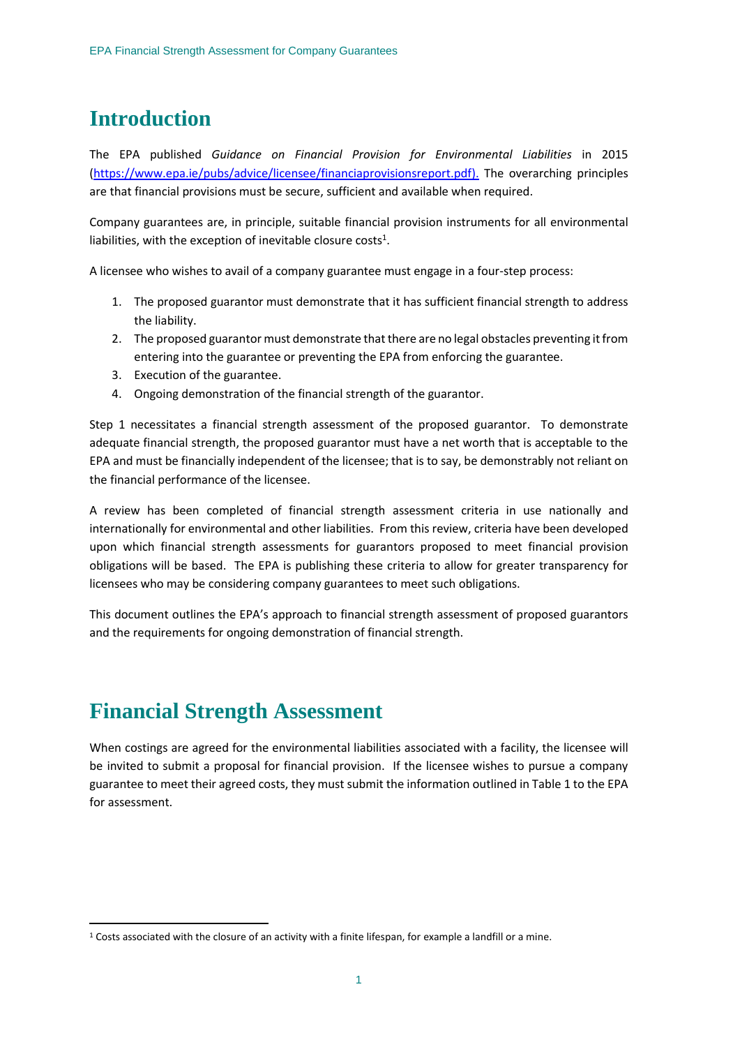# Introduction

The EPA published *Guidance on Financial Provision for Environmental Liabilities* in 2015 (https://www.epa.ie/pubs/advice/licensee/financiaprovisionsreport.pdf). The overarching principles are that financial provisions must be secure, sufficient and available when required.

Company guarantees are, in principle, suitable financial provision instruments for all environmental liabilities, with the exception of inevitable closure costs[1].

A licensee who wishes to avail of a company guarantee must engage in a four-step process:

1. The proposed guarantor must demonstrate that it has sufficient financial strength to address the liability.
2. The proposed guarantor must demonstrate that there are no legal obstacles preventing it from entering into the guarantee or preventing the EPA from enforcing the guarantee.
3. Execution of the guarantee.
4. Ongoing demonstration of the financial strength of the guarantor.

Step 1 necessitates a financial strength assessment of the proposed guarantor. To demonstrate adequate financial strength, the proposed guarantor must have a net worth that is acceptable to the EPA and must be financially independent of the licensee; that is to say, be demonstrably not reliant on the financial performance of the licensee.

A review has been completed of financial strength assessment criteria in use nationally and internationally for environmental and other liabilities. From this review, criteria have been developed upon which financial strength assessments for guarantors proposed to meet financial provision obligations will be based. The EPA is publishing these criteria to allow for greater transparency for licensees who may be considering company guarantees to meet such obligations.

This document outlines the EPA's approach to financial strength assessment of proposed guarantors and the requirements for ongoing demonstration of financial strength.

# Financial Strength Assessment

When costings are agreed for the environmental liabilities associated with a facility, the licensee will be invited to submit a proposal for financial provision. If the licensee wishes to pursue a company guarantee to meet their agreed costs, they must submit the information outlined in Table 1 to the EPA for assessment.

[1] Costs associated with the closure of an activity with a finite lifespan, for example a landfill or a mine.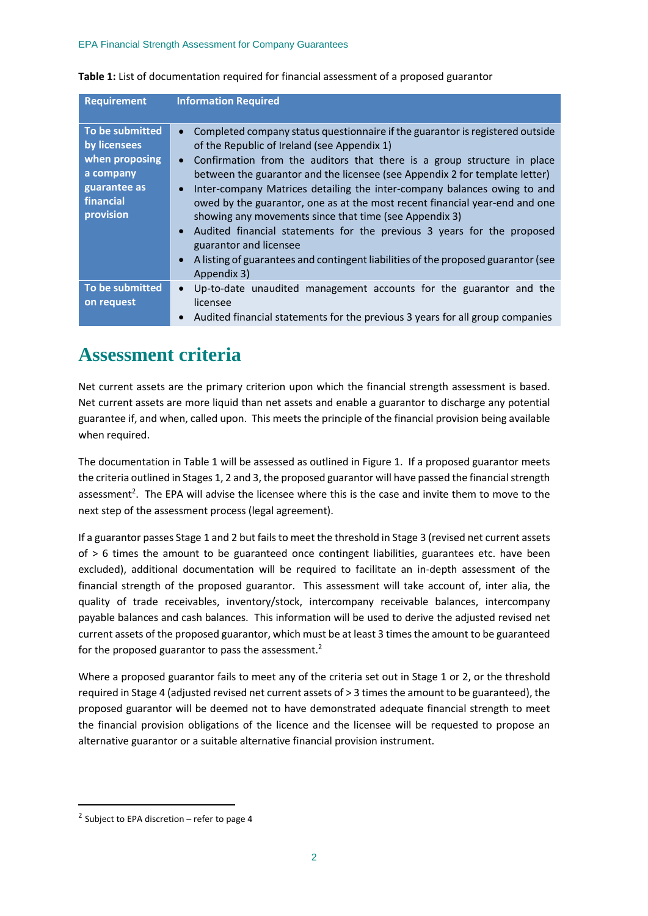**Table 1:** List of documentation required for financial assessment of a proposed guarantor

| Requirement | Information Required |
|---|---|
| To be submitted by licensees when proposing a company guarantee as financial provision | • Completed company status questionnaire if the guarantor is registered outside of the Republic of Ireland (see Appendix 1)<br>• Confirmation from the auditors that there is a group structure in place between the guarantor and the licensee (see Appendix 2 for template letter)<br>• Inter-company Matrices detailing the inter-company balances owing to and owed by the guarantor, one as at the most recent financial year-end and one showing any movements since that time (see Appendix 3)<br>• Audited financial statements for the previous 3 years for the proposed guarantor and licensee<br>• A listing of guarantees and contingent liabilities of the proposed guarantor (see Appendix 3) |
| To be submitted on request | • Up-to-date unaudited management accounts for the guarantor and the licensee<br>• Audited financial statements for the previous 3 years for all group companies |

# Assessment criteria

Net current assets are the primary criterion upon which the financial strength assessment is based. Net current assets are more liquid than net assets and enable a guarantor to discharge any potential guarantee if, and when, called upon. This meets the principle of the financial provision being available when required.

The documentation in Table 1 will be assessed as outlined in Figure 1. If a proposed guarantor meets the criteria outlined in Stages 1, 2 and 3, the proposed guarantor will have passed the financial strength assessment[2]. The EPA will advise the licensee where this is the case and invite them to move to the next step of the assessment process (legal agreement).

If a guarantor passes Stage 1 and 2 but fails to meet the threshold in Stage 3 (revised net current assets of > 6 times the amount to be guaranteed once contingent liabilities, guarantees etc. have been excluded), additional documentation will be required to facilitate an in-depth assessment of the financial strength of the proposed guarantor. This assessment will take account of, inter alia, the quality of trade receivables, inventory/stock, intercompany receivable balances, intercompany payable balances and cash balances. This information will be used to derive the adjusted revised net current assets of the proposed guarantor, which must be at least 3 times the amount to be guaranteed for the proposed guarantor to pass the assessment.[2]

Where a proposed guarantor fails to meet any of the criteria set out in Stage 1 or 2, or the threshold required in Stage 4 (adjusted revised net current assets of > 3 times the amount to be guaranteed), the proposed guarantor will be deemed not to have demonstrated adequate financial strength to meet the financial provision obligations of the licence and the licensee will be requested to propose an alternative guarantor or a suitable alternative financial provision instrument.

[2] Subject to EPA discretion – refer to page 4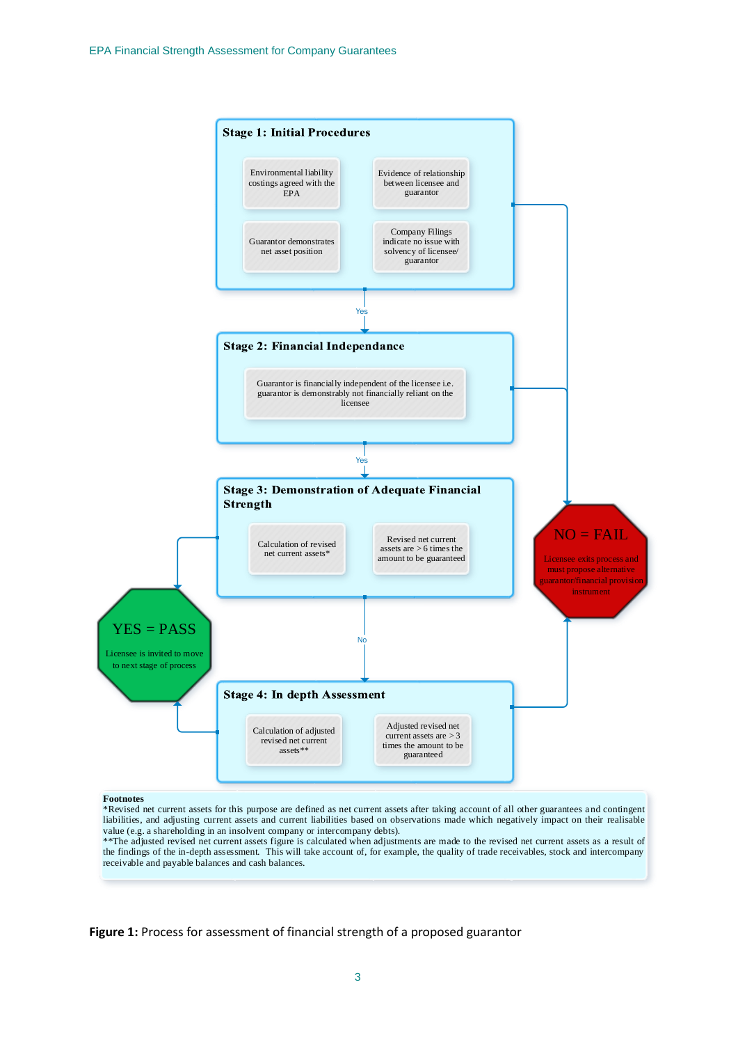**Stage 1: Initial Procedures**

- Environmental liability costings agreed with the EPA
- Evidence of relationship between licensee and guarantor
- Guarantor demonstrates net asset position
- Company Filings indicate no issue with solvency of licensee/ guarantor

Yes

**Stage 2: Financial Independance**

- Guarantor is financially independent of the licensee i.e. guarantor is demonstrably not financially reliant on the licensee

Yes

**Stage 3: Demonstration of Adequate Financial Strength**

- Calculation of revised net current assets*
- Revised net current assets are > 6 times the amount to be guaranteed

No

**Stage 4: In depth Assessment**

- Calculation of adjusted revised net current assets**
- Adjusted revised net current assets are > 3 times the amount to be guaranteed

**YES = PASS**

Licensee is invited to move to next stage of process

**NO = FAIL**

Licensee exits process and must propose alternative guarantor/financial provision instrument

**Footnotes**

*Revised net current assets for this purpose are defined as net current assets after taking account of all other guarantees and contingent liabilities, and adjusting current assets and current liabilities based on observations made which negatively impact on their realisable value (e.g. a shareholding in an insolvent company or intercompany debts).

**The adjusted revised net current assets figure is calculated when adjustments are made to the revised net current assets as a result of the findings of the in-depth assessment. This will take account of, for example, the quality of trade receivables, stock and intercompany receivable and payable balances and cash balances.

**Figure 1:** Process for assessment of financial strength of a proposed guarantor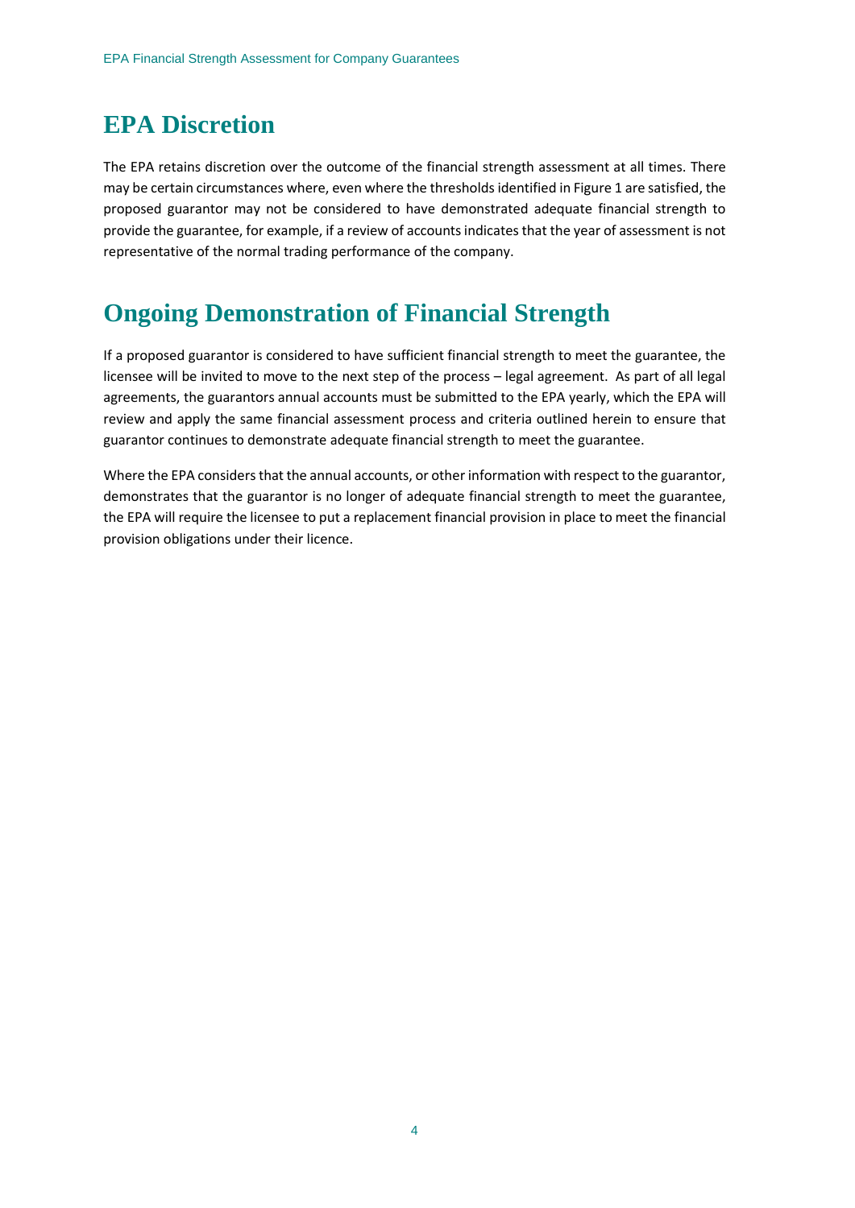## EPA Discretion

The EPA retains discretion over the outcome of the financial strength assessment at all times. There may be certain circumstances where, even where the thresholds identified in Figure 1 are satisfied, the proposed guarantor may not be considered to have demonstrated adequate financial strength to provide the guarantee, for example, if a review of accounts indicates that the year of assessment is not representative of the normal trading performance of the company.

## Ongoing Demonstration of Financial Strength

If a proposed guarantor is considered to have sufficient financial strength to meet the guarantee, the licensee will be invited to move to the next step of the process – legal agreement. As part of all legal agreements, the guarantors annual accounts must be submitted to the EPA yearly, which the EPA will review and apply the same financial assessment process and criteria outlined herein to ensure that guarantor continues to demonstrate adequate financial strength to meet the guarantee.

Where the EPA considers that the annual accounts, or other information with respect to the guarantor, demonstrates that the guarantor is no longer of adequate financial strength to meet the guarantee, the EPA will require the licensee to put a replacement financial provision in place to meet the financial provision obligations under their licence.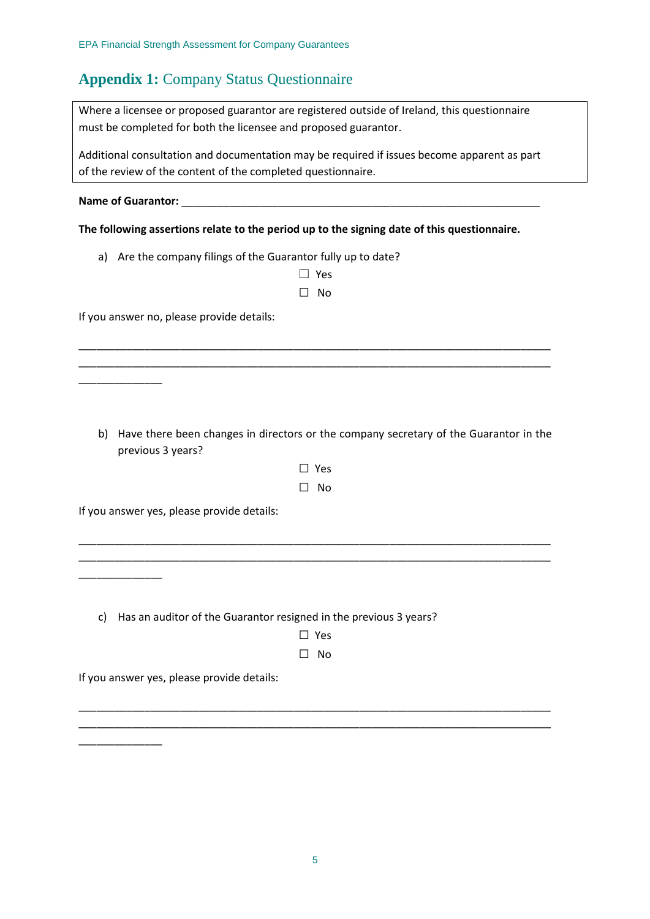## **Appendix 1:** Company Status Questionnaire

Where a licensee or proposed guarantor are registered outside of Ireland, this questionnaire must be completed for both the licensee and proposed guarantor.

Additional consultation and documentation may be required if issues become apparent as part of the review of the content of the completed questionnaire.

**Name of Guarantor:** ________________________________________________________________

**The following assertions relate to the period up to the signing date of this questionnaire.**

a) Are the company filings of the Guarantor fully up to date?

☐ Yes

☐ No

If you answer no, please provide details:

______________________________________________________________________________
______________________________________________________________________________
______________

b) Have there been changes in directors or the company secretary of the Guarantor in the previous 3 years?

☐ Yes

☐ No

If you answer yes, please provide details:

______________________________________________________________________________
______________________________________________________________________________
______________

c) Has an auditor of the Guarantor resigned in the previous 3 years?

☐ Yes

☐ No

If you answer yes, please provide details:

______________________________________________________________________________
______________________________________________________________________________
______________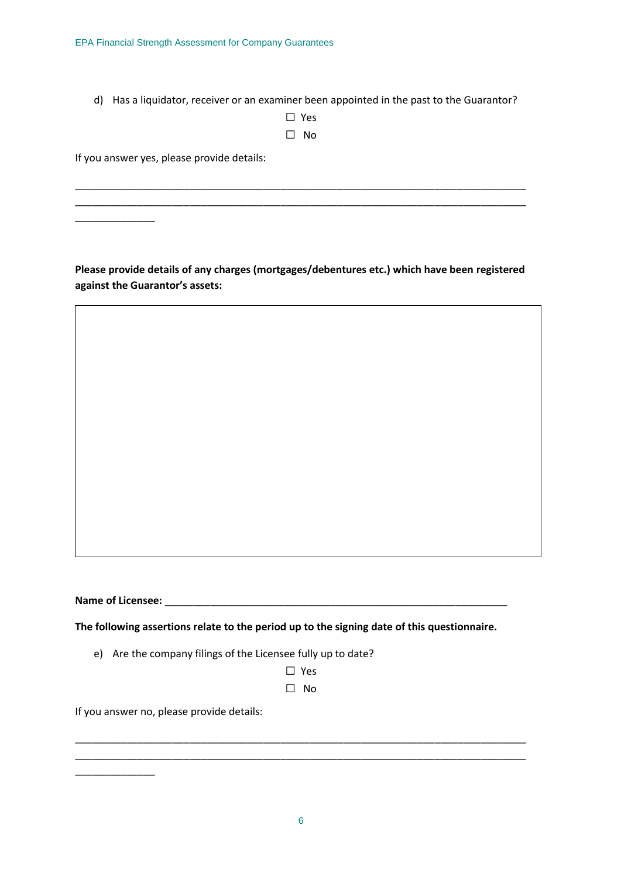d) Has a liquidator, receiver or an examiner been appointed in the past to the Guarantor?

☐ Yes

☐ No

If you answer yes, please provide details:

\_\_\_\_\_\_\_\_\_\_\_\_\_\_\_\_\_\_\_\_\_\_\_\_\_\_\_\_\_\_\_\_\_\_\_\_\_\_\_\_\_\_\_\_\_\_\_\_\_\_\_\_\_\_\_\_\_\_\_\_\_\_\_\_\_\_\_\_\_\_\_\_\_\_\_\_\_\_\_\_\_\_

\_\_\_\_\_\_\_\_\_\_\_\_\_\_\_\_\_\_\_\_\_\_\_\_\_\_\_\_\_\_\_\_\_\_\_\_\_\_\_\_\_\_\_\_\_\_\_\_\_\_\_\_\_\_\_\_\_\_\_\_\_\_\_\_\_\_\_\_\_\_\_\_\_\_\_\_\_\_\_\_\_\_

\_\_\_\_\_\_\_\_\_\_\_\_\_\_

**Please provide details of any charges (mortgages/debentures etc.) which have been registered against the Guarantor's assets:**

| |
|---|
| |

**Name of Licensee:** \_\_\_\_\_\_\_\_\_\_\_\_\_\_\_\_\_\_\_\_\_\_\_\_\_\_\_\_\_\_\_\_\_\_\_\_\_\_\_\_\_\_\_\_\_\_\_\_\_\_\_\_\_\_\_\_\_\_\_\_\_\_

**The following assertions relate to the period up to the signing date of this questionnaire.**

e) Are the company filings of the Licensee fully up to date?

☐ Yes

☐ No

If you answer no, please provide details:

\_\_\_\_\_\_\_\_\_\_\_\_\_\_\_\_\_\_\_\_\_\_\_\_\_\_\_\_\_\_\_\_\_\_\_\_\_\_\_\_\_\_\_\_\_\_\_\_\_\_\_\_\_\_\_\_\_\_\_\_\_\_\_\_\_\_\_\_\_\_\_\_\_\_\_\_\_\_\_\_\_\_

\_\_\_\_\_\_\_\_\_\_\_\_\_\_\_\_\_\_\_\_\_\_\_\_\_\_\_\_\_\_\_\_\_\_\_\_\_\_\_\_\_\_\_\_\_\_\_\_\_\_\_\_\_\_\_\_\_\_\_\_\_\_\_\_\_\_\_\_\_\_\_\_\_\_\_\_\_\_\_\_\_\_

\_\_\_\_\_\_\_\_\_\_\_\_\_\_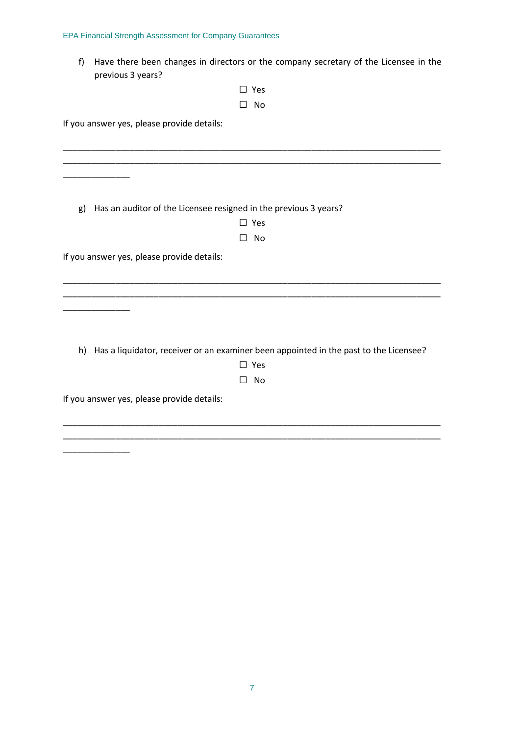f) Have there been changes in directors or the company secretary of the Licensee in the previous 3 years?

☐ Yes

☐ No

If you answer yes, please provide details:

______________________________________________________________________________
______________________________________________________________________________
______________

g) Has an auditor of the Licensee resigned in the previous 3 years?

☐ Yes

☐ No

If you answer yes, please provide details:

______________________________________________________________________________
______________________________________________________________________________
______________

h) Has a liquidator, receiver or an examiner been appointed in the past to the Licensee?

☐ Yes

☐ No

If you answer yes, please provide details:

______________________________________________________________________________
______________________________________________________________________________
______________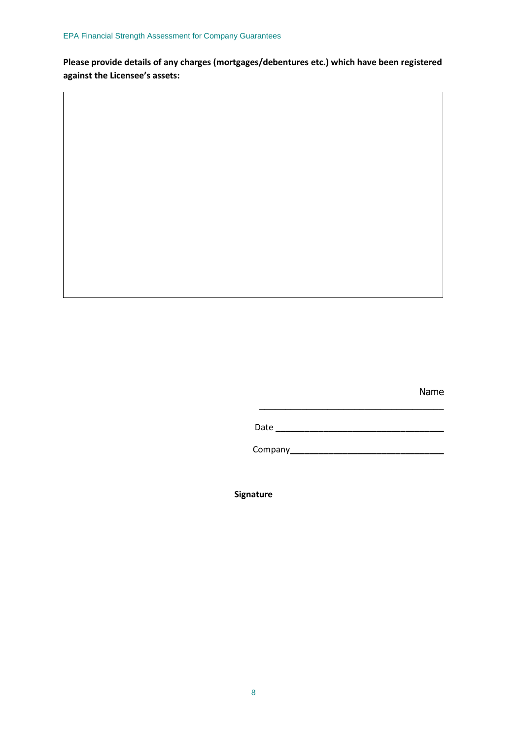**Please provide details of any charges (mortgages/debentures etc.) which have been registered against the Licensee's assets:**

| |
|---|
| |

Name \_\_\_\_\_\_\_\_\_\_\_\_\_\_\_\_\_\_\_\_\_\_\_\_\_\_\_\_\_\_\_\_\_\_\_\_

Date \_\_\_\_\_\_\_\_\_\_\_\_\_\_\_\_\_\_\_\_\_\_\_\_\_\_\_\_\_\_\_\_\_\_\_\_

Company\_\_\_\_\_\_\_\_\_\_\_\_\_\_\_\_\_\_\_\_\_\_\_\_\_\_\_\_\_\_\_\_\_

**Signature**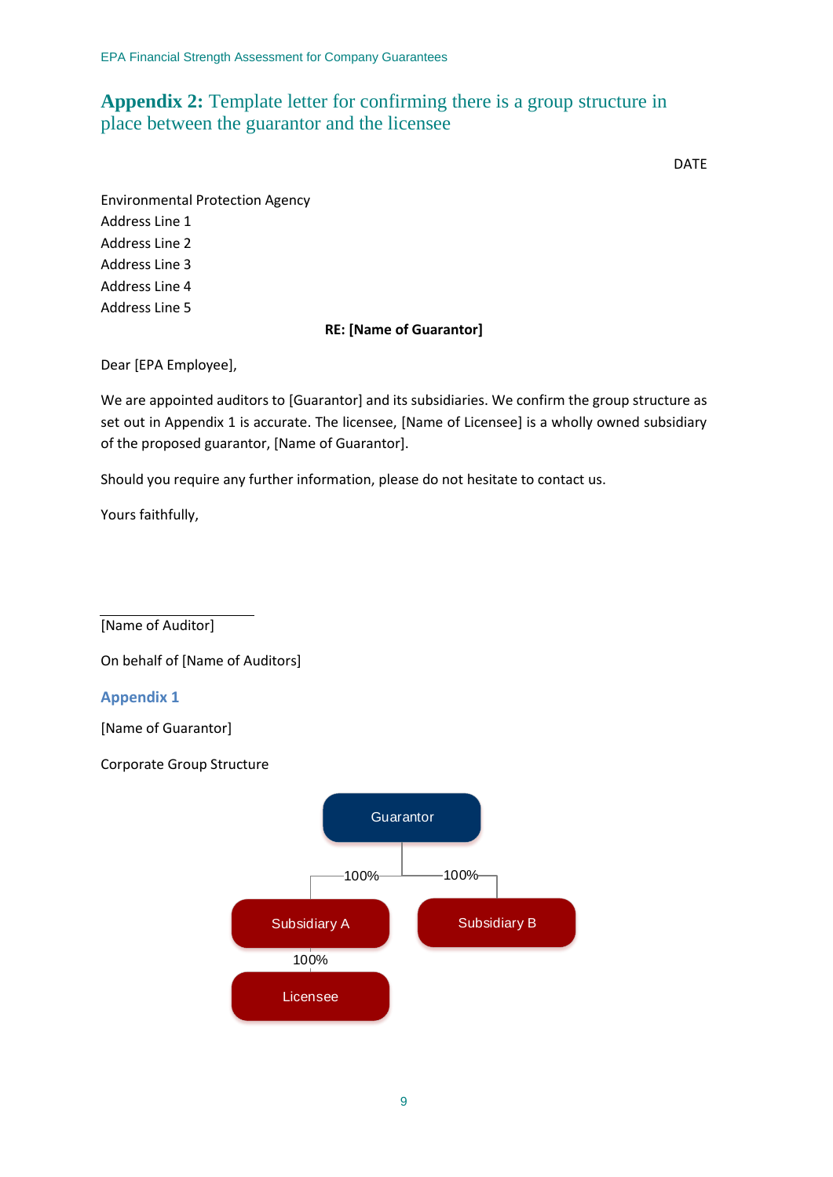## **Appendix 2:** Template letter for confirming there is a group structure in place between the guarantor and the licensee

DATE

Environmental Protection Agency
Address Line 1
Address Line 2
Address Line 3
Address Line 4
Address Line 5

**RE: [Name of Guarantor]**

Dear [EPA Employee],

We are appointed auditors to [Guarantor] and its subsidiaries. We confirm the group structure as set out in Appendix 1 is accurate. The licensee, [Name of Licensee] is a wholly owned subsidiary of the proposed guarantor, [Name of Guarantor].

Should you require any further information, please do not hesitate to contact us.

Yours faithfully,

\_\_\_\_\_\_\_\_\_\_\_\_\_\_\_\_\_\_\_\_\_\_\_\_

[Name of Auditor]

On behalf of [Name of Auditors]

### Appendix 1

[Name of Guarantor]

Corporate Group Structure

Guarantor
- 100% → Subsidiary A
  - 100% → Licensee
- 100% → Subsidiary B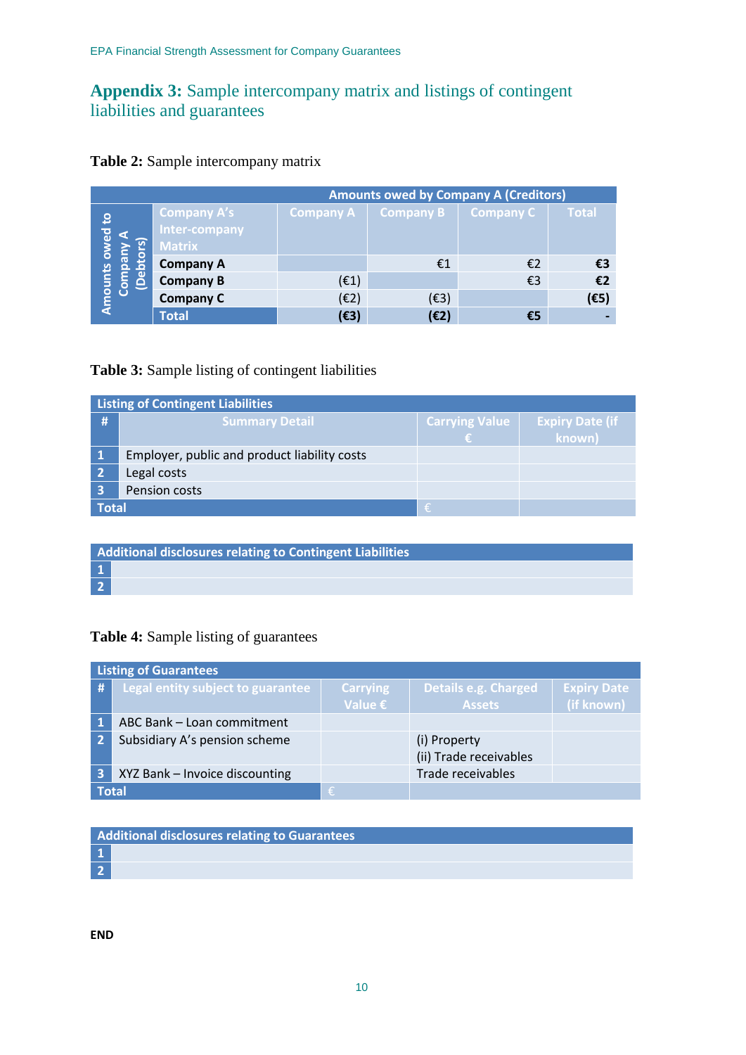## **Appendix 3:** Sample intercompany matrix and listings of contingent liabilities and guarantees

**Table 2:** Sample intercompany matrix

| | | Amounts owed by Company A (Creditors) | | | |
|---|---|---|---|---|---|
| Amounts owed to Company A (Debtors) | Company A's Inter-company Matrix | Company A | Company B | Company C | Total |
| | **Company A** | | €1 | €2 | **€3** |
| | **Company B** | (€1) | | €3 | **€2** |
| | **Company C** | (€2) | (€3) | | **(€5)** |
| | **Total** | **(€3)** | **(€2)** | **€5** | **-** |

**Table 3:** Sample listing of contingent liabilities

| Listing of Contingent Liabilities | | | |
|---|---|---|---|
| # | Summary Detail | Carrying Value € | Expiry Date (if known) |
| 1 | Employer, public and product liability costs | | |
| 2 | Legal costs | | |
| 3 | Pension costs | | |
| **Total** | | € | |

| Additional disclosures relating to Contingent Liabilities | |
|---|---|
| 1 | |
| 2 | |

**Table 4:** Sample listing of guarantees

| Listing of Guarantees | | | | |
|---|---|---|---|---|
| # | Legal entity subject to guarantee | Carrying Value € | Details e.g. Charged Assets | Expiry Date (if known) |
| 1 | ABC Bank – Loan commitment | | | |
| 2 | Subsidiary A's pension scheme | | (i) Property<br>(ii) Trade receivables | |
| 3 | XYZ Bank – Invoice discounting | | Trade receivables | |
| **Total** | | € | | |

| Additional disclosures relating to Guarantees | |
|---|---|
| 1 | |
| 2 | |

**END**